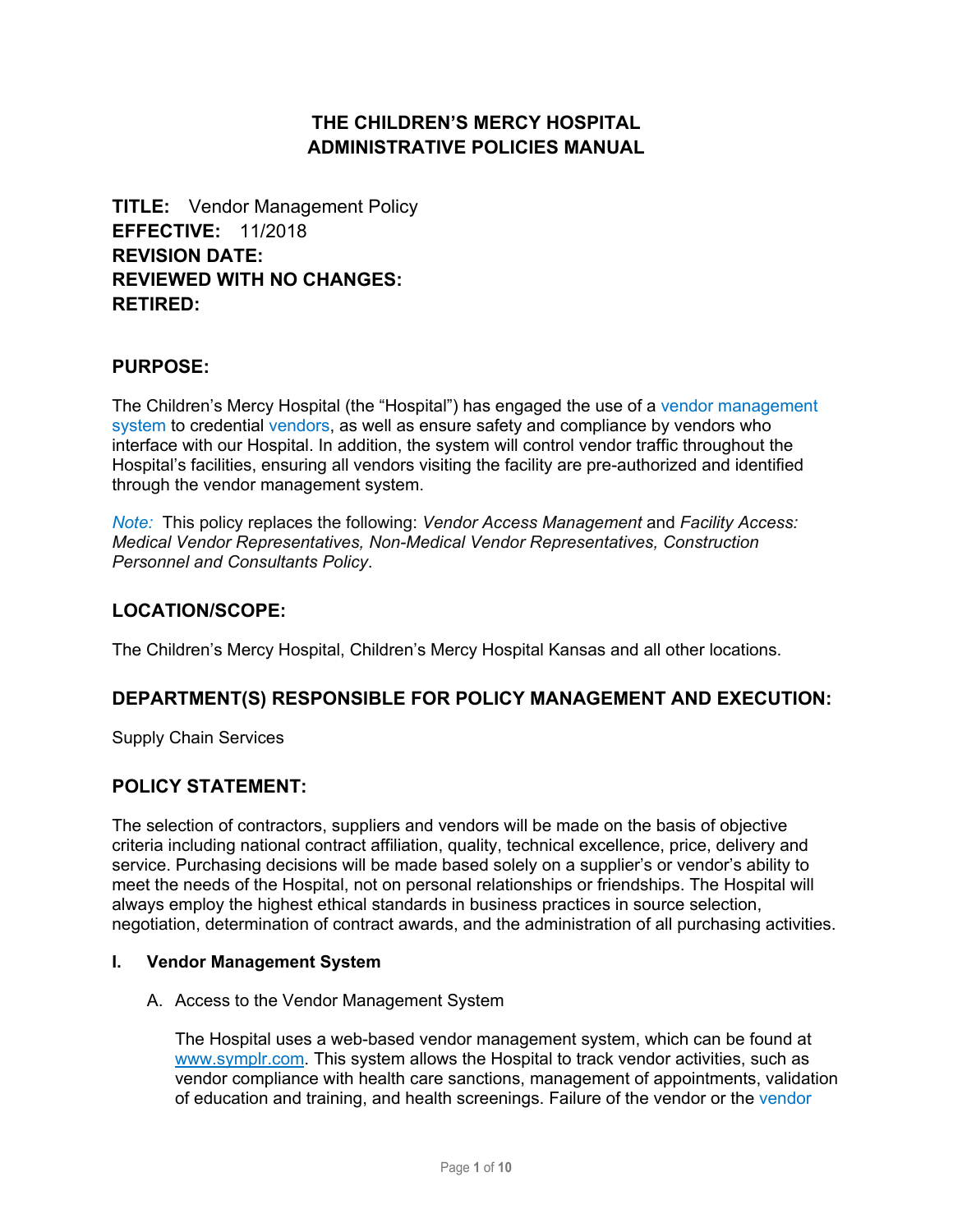# THE CHILDREN'S MERCY HOSPITAL
# ADMINISTRATIVE POLICIES MANUAL

**TITLE:** Vendor Management Policy
**EFFECTIVE:** 11/2018
**REVISION DATE:**
**REVIEWED WITH NO CHANGES:**
**RETIRED:**

## PURPOSE:

The Children's Mercy Hospital (the "Hospital") has engaged the use of a vendor management system to credential vendors, as well as ensure safety and compliance by vendors who interface with our Hospital. In addition, the system will control vendor traffic throughout the Hospital's facilities, ensuring all vendors visiting the facility are pre-authorized and identified through the vendor management system.

*Note:* This policy replaces the following: *Vendor Access Management* and *Facility Access: Medical Vendor Representatives, Non-Medical Vendor Representatives, Construction Personnel and Consultants Policy*.

## LOCATION/SCOPE:

The Children's Mercy Hospital, Children's Mercy Hospital Kansas and all other locations.

## DEPARTMENT(S) RESPONSIBLE FOR POLICY MANAGEMENT AND EXECUTION:

Supply Chain Services

## POLICY STATEMENT:

The selection of contractors, suppliers and vendors will be made on the basis of objective criteria including national contract affiliation, quality, technical excellence, price, delivery and service. Purchasing decisions will be made based solely on a supplier's or vendor's ability to meet the needs of the Hospital, not on personal relationships or friendships. The Hospital will always employ the highest ethical standards in business practices in source selection, negotiation, determination of contract awards, and the administration of all purchasing activities.

### I. Vendor Management System

A. Access to the Vendor Management System

The Hospital uses a web-based vendor management system, which can be found at www.symplr.com. This system allows the Hospital to track vendor activities, such as vendor compliance with health care sanctions, management of appointments, validation of education and training, and health screenings. Failure of the vendor or the vendor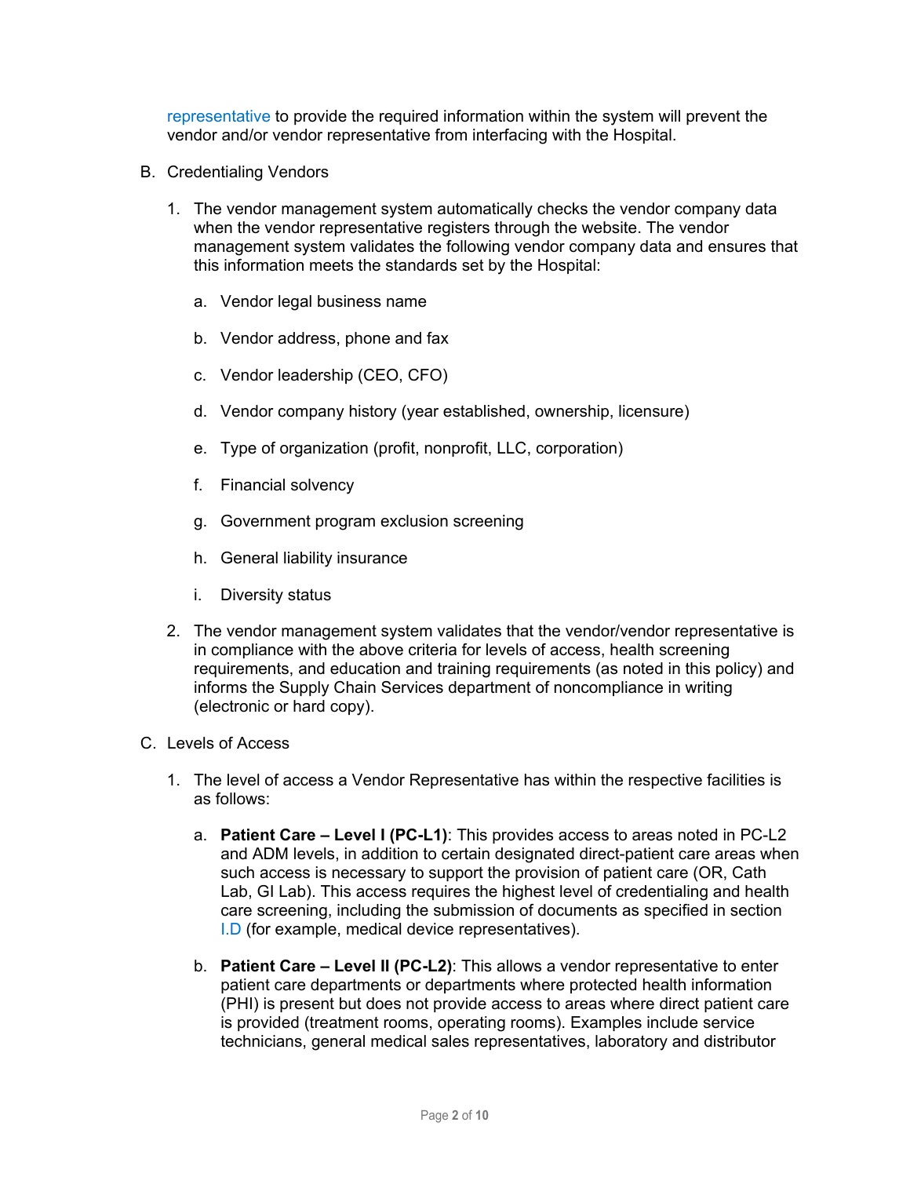representative to provide the required information within the system will prevent the vendor and/or vendor representative from interfacing with the Hospital.

B. Credentialing Vendors

1. The vendor management system automatically checks the vendor company data when the vendor representative registers through the website. The vendor management system validates the following vendor company data and ensures that this information meets the standards set by the Hospital:

    a. Vendor legal business name

    b. Vendor address, phone and fax

    c. Vendor leadership (CEO, CFO)

    d. Vendor company history (year established, ownership, licensure)

    e. Type of organization (profit, nonprofit, LLC, corporation)

    f. Financial solvency

    g. Government program exclusion screening

    h. General liability insurance

    i. Diversity status

2. The vendor management system validates that the vendor/vendor representative is in compliance with the above criteria for levels of access, health screening requirements, and education and training requirements (as noted in this policy) and informs the Supply Chain Services department of noncompliance in writing (electronic or hard copy).

C. Levels of Access

1. The level of access a Vendor Representative has within the respective facilities is as follows:

    a. **Patient Care – Level I (PC-L1)**: This provides access to areas noted in PC-L2 and ADM levels, in addition to certain designated direct-patient care areas when such access is necessary to support the provision of patient care (OR, Cath Lab, GI Lab). This access requires the highest level of credentialing and health care screening, including the submission of documents as specified in section I.D (for example, medical device representatives).

    b. **Patient Care – Level II (PC-L2)**: This allows a vendor representative to enter patient care departments or departments where protected health information (PHI) is present but does not provide access to areas where direct patient care is provided (treatment rooms, operating rooms). Examples include service technicians, general medical sales representatives, laboratory and distributor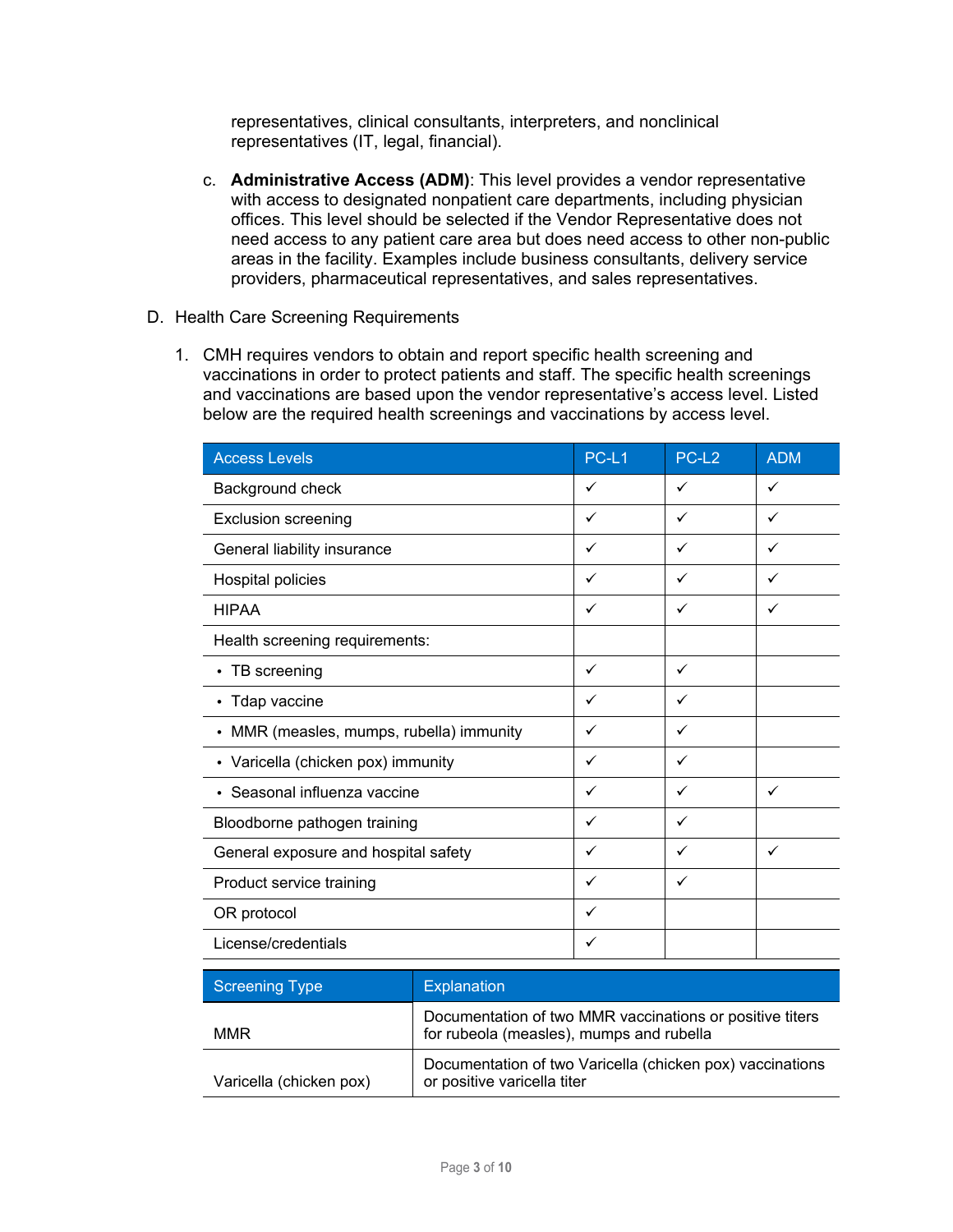representatives, clinical consultants, interpreters, and nonclinical representatives (IT, legal, financial).

c. **Administrative Access (ADM)**: This level provides a vendor representative with access to designated nonpatient care departments, including physician offices. This level should be selected if the Vendor Representative does not need access to any patient care area but does need access to other non-public areas in the facility. Examples include business consultants, delivery service providers, pharmaceutical representatives, and sales representatives.

D. Health Care Screening Requirements

1. CMH requires vendors to obtain and report specific health screening and vaccinations in order to protect patients and staff. The specific health screenings and vaccinations are based upon the vendor representative's access level. Listed below are the required health screenings and vaccinations by access level.

| Access Levels | PC-L1 | PC-L2 | ADM |
|---|---|---|---|
| Background check | ✓ | ✓ | ✓ |
| Exclusion screening | ✓ | ✓ | ✓ |
| General liability insurance | ✓ | ✓ | ✓ |
| Hospital policies | ✓ | ✓ | ✓ |
| HIPAA | ✓ | ✓ | ✓ |
| Health screening requirements: | | | |
| • TB screening | ✓ | ✓ | |
| • Tdap vaccine | ✓ | ✓ | |
| • MMR (measles, mumps, rubella) immunity | ✓ | ✓ | |
| • Varicella (chicken pox) immunity | ✓ | ✓ | |
| • Seasonal influenza vaccine | ✓ | ✓ | ✓ |
| Bloodborne pathogen training | ✓ | ✓ | |
| General exposure and hospital safety | ✓ | ✓ | ✓ |
| Product service training | ✓ | ✓ | |
| OR protocol | ✓ | | |
| License/credentials | ✓ | | |

| Screening Type | Explanation |
|---|---|
| MMR | Documentation of two MMR vaccinations or positive titers for rubeola (measles), mumps and rubella |
| Varicella (chicken pox) | Documentation of two Varicella (chicken pox) vaccinations or positive varicella titer |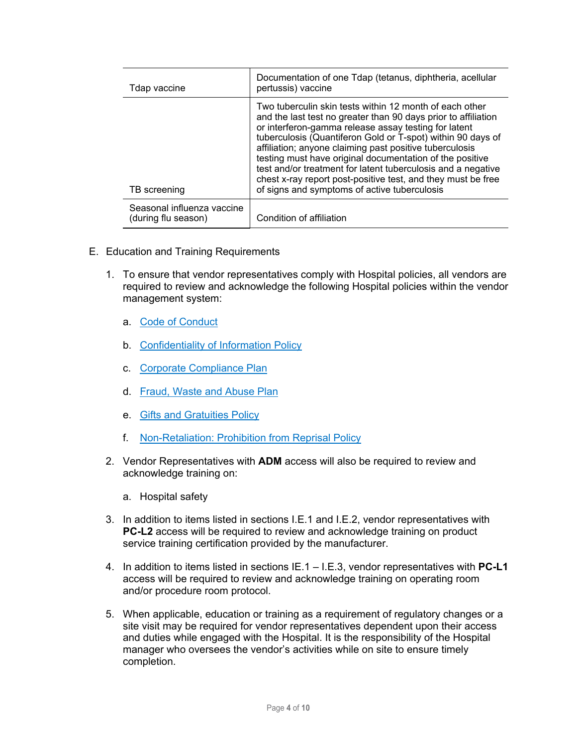| | |
|---|---|
| Tdap vaccine | Documentation of one Tdap (tetanus, diphtheria, acellular pertussis) vaccine |
| TB screening | Two tuberculin skin tests within 12 month of each other and the last test no greater than 90 days prior to affiliation or interferon-gamma release assay testing for latent tuberculosis (Quantiferon Gold or T-spot) within 90 days of affiliation; anyone claiming past positive tuberculosis testing must have original documentation of the positive test and/or treatment for latent tuberculosis and a negative chest x-ray report post-positive test, and they must be free of signs and symptoms of active tuberculosis |
| Seasonal influenza vaccine (during flu season) | Condition of affiliation |

E. Education and Training Requirements

1. To ensure that vendor representatives comply with Hospital policies, all vendors are required to review and acknowledge the following Hospital policies within the vendor management system:

   a. Code of Conduct

   b. Confidentiality of Information Policy

   c. Corporate Compliance Plan

   d. Fraud, Waste and Abuse Plan

   e. Gifts and Gratuities Policy

   f. Non-Retaliation: Prohibition from Reprisal Policy

2. Vendor Representatives with **ADM** access will also be required to review and acknowledge training on:

   a. Hospital safety

3. In addition to items listed in sections I.E.1 and I.E.2, vendor representatives with **PC-L2** access will be required to review and acknowledge training on product service training certification provided by the manufacturer.

4. In addition to items listed in sections IE.1 – I.E.3, vendor representatives with **PC-L1** access will be required to review and acknowledge training on operating room and/or procedure room protocol.

5. When applicable, education or training as a requirement of regulatory changes or a site visit may be required for vendor representatives dependent upon their access and duties while engaged with the Hospital. It is the responsibility of the Hospital manager who oversees the vendor's activities while on site to ensure timely completion.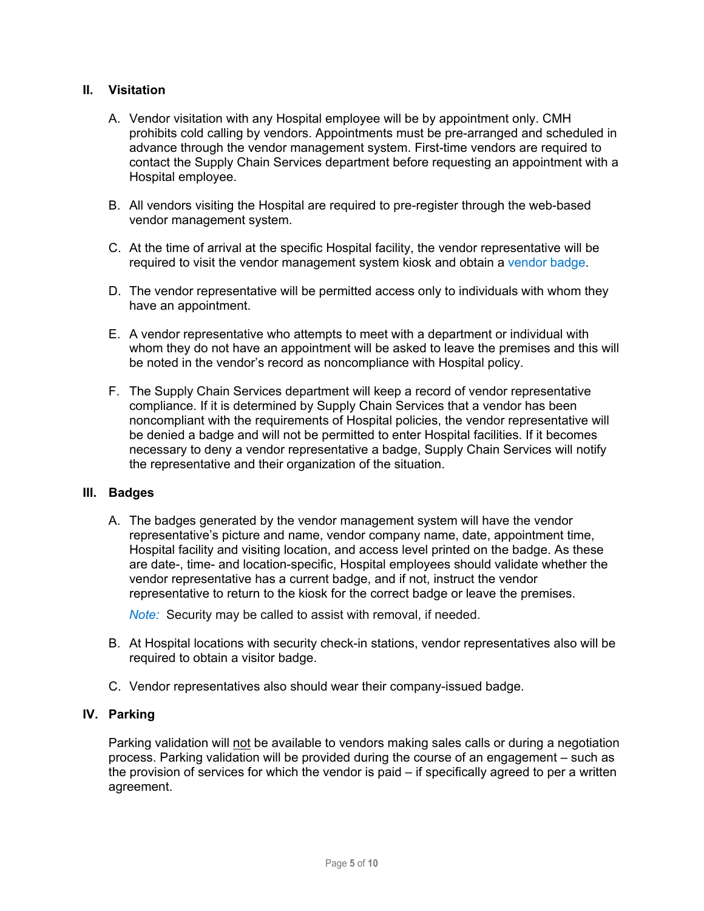## II. Visitation

A. Vendor visitation with any Hospital employee will be by appointment only. CMH prohibits cold calling by vendors. Appointments must be pre-arranged and scheduled in advance through the vendor management system. First-time vendors are required to contact the Supply Chain Services department before requesting an appointment with a Hospital employee.

B. All vendors visiting the Hospital are required to pre-register through the web-based vendor management system.

C. At the time of arrival at the specific Hospital facility, the vendor representative will be required to visit the vendor management system kiosk and obtain a vendor badge.

D. The vendor representative will be permitted access only to individuals with whom they have an appointment.

E. A vendor representative who attempts to meet with a department or individual with whom they do not have an appointment will be asked to leave the premises and this will be noted in the vendor's record as noncompliance with Hospital policy.

F. The Supply Chain Services department will keep a record of vendor representative compliance. If it is determined by Supply Chain Services that a vendor has been noncompliant with the requirements of Hospital policies, the vendor representative will be denied a badge and will not be permitted to enter Hospital facilities. If it becomes necessary to deny a vendor representative a badge, Supply Chain Services will notify the representative and their organization of the situation.

## III. Badges

A. The badges generated by the vendor management system will have the vendor representative's picture and name, vendor company name, date, appointment time, Hospital facility and visiting location, and access level printed on the badge. As these are date-, time- and location-specific, Hospital employees should validate whether the vendor representative has a current badge, and if not, instruct the vendor representative to return to the kiosk for the correct badge or leave the premises.

   *Note:* Security may be called to assist with removal, if needed.

B. At Hospital locations with security check-in stations, vendor representatives also will be required to obtain a visitor badge.

C. Vendor representatives also should wear their company-issued badge.

## IV. Parking

Parking validation will not be available to vendors making sales calls or during a negotiation process. Parking validation will be provided during the course of an engagement – such as the provision of services for which the vendor is paid – if specifically agreed to per a written agreement.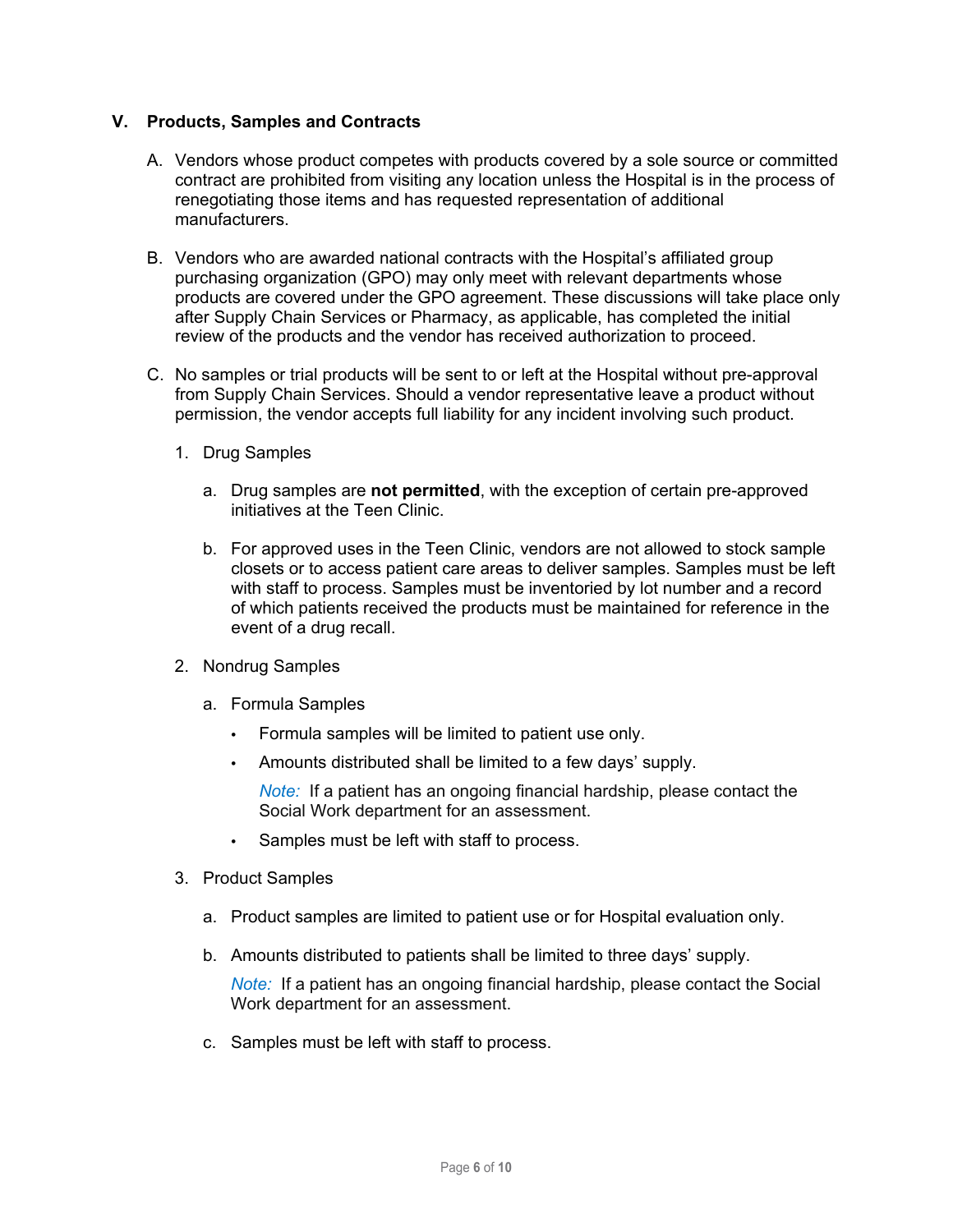## V. Products, Samples and Contracts

A. Vendors whose product competes with products covered by a sole source or committed contract are prohibited from visiting any location unless the Hospital is in the process of renegotiating those items and has requested representation of additional manufacturers.

B. Vendors who are awarded national contracts with the Hospital's affiliated group purchasing organization (GPO) may only meet with relevant departments whose products are covered under the GPO agreement. These discussions will take place only after Supply Chain Services or Pharmacy, as applicable, has completed the initial review of the products and the vendor has received authorization to proceed.

C. No samples or trial products will be sent to or left at the Hospital without pre-approval from Supply Chain Services. Should a vendor representative leave a product without permission, the vendor accepts full liability for any incident involving such product.

   1. Drug Samples

      a. Drug samples are **not permitted**, with the exception of certain pre-approved initiatives at the Teen Clinic.

      b. For approved uses in the Teen Clinic, vendors are not allowed to stock sample closets or to access patient care areas to deliver samples. Samples must be left with staff to process. Samples must be inventoried by lot number and a record of which patients received the products must be maintained for reference in the event of a drug recall.

   2. Nondrug Samples

      a. Formula Samples

         - Formula samples will be limited to patient use only.
         - Amounts distributed shall be limited to a few days' supply.

           *Note:* If a patient has an ongoing financial hardship, please contact the Social Work department for an assessment.

         - Samples must be left with staff to process.

   3. Product Samples

      a. Product samples are limited to patient use or for Hospital evaluation only.

      b. Amounts distributed to patients shall be limited to three days' supply.

         *Note:* If a patient has an ongoing financial hardship, please contact the Social Work department for an assessment.

      c. Samples must be left with staff to process.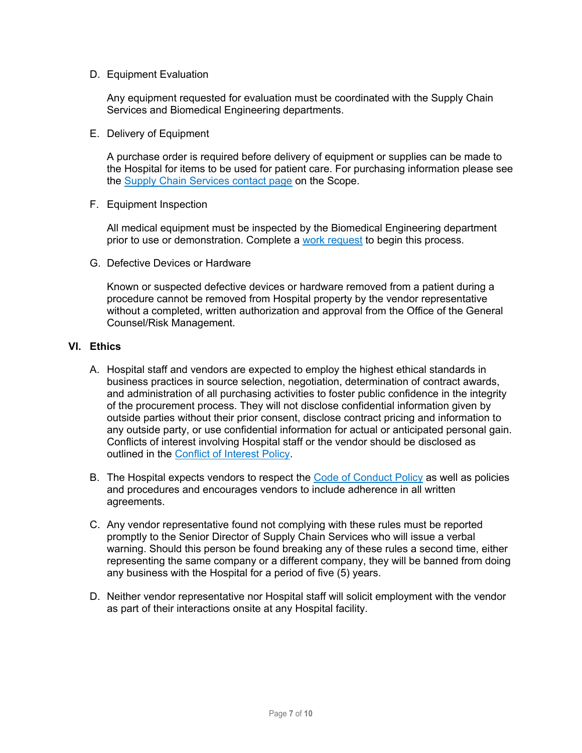D. Equipment Evaluation

   Any equipment requested for evaluation must be coordinated with the Supply Chain Services and Biomedical Engineering departments.

E. Delivery of Equipment

   A purchase order is required before delivery of equipment or supplies can be made to the Hospital for items to be used for patient care. For purchasing information please see the Supply Chain Services contact page on the Scope.

F. Equipment Inspection

   All medical equipment must be inspected by the Biomedical Engineering department prior to use or demonstration. Complete a work request to begin this process.

G. Defective Devices or Hardware

   Known or suspected defective devices or hardware removed from a patient during a procedure cannot be removed from Hospital property by the vendor representative without a completed, written authorization and approval from the Office of the General Counsel/Risk Management.

## VI. Ethics

A. Hospital staff and vendors are expected to employ the highest ethical standards in business practices in source selection, negotiation, determination of contract awards, and administration of all purchasing activities to foster public confidence in the integrity of the procurement process. They will not disclose confidential information given by outside parties without their prior consent, disclose contract pricing and information to any outside party, or use confidential information for actual or anticipated personal gain. Conflicts of interest involving Hospital staff or the vendor should be disclosed as outlined in the Conflict of Interest Policy.

B. The Hospital expects vendors to respect the Code of Conduct Policy as well as policies and procedures and encourages vendors to include adherence in all written agreements.

C. Any vendor representative found not complying with these rules must be reported promptly to the Senior Director of Supply Chain Services who will issue a verbal warning. Should this person be found breaking any of these rules a second time, either representing the same company or a different company, they will be banned from doing any business with the Hospital for a period of five (5) years.

D. Neither vendor representative nor Hospital staff will solicit employment with the vendor as part of their interactions onsite at any Hospital facility.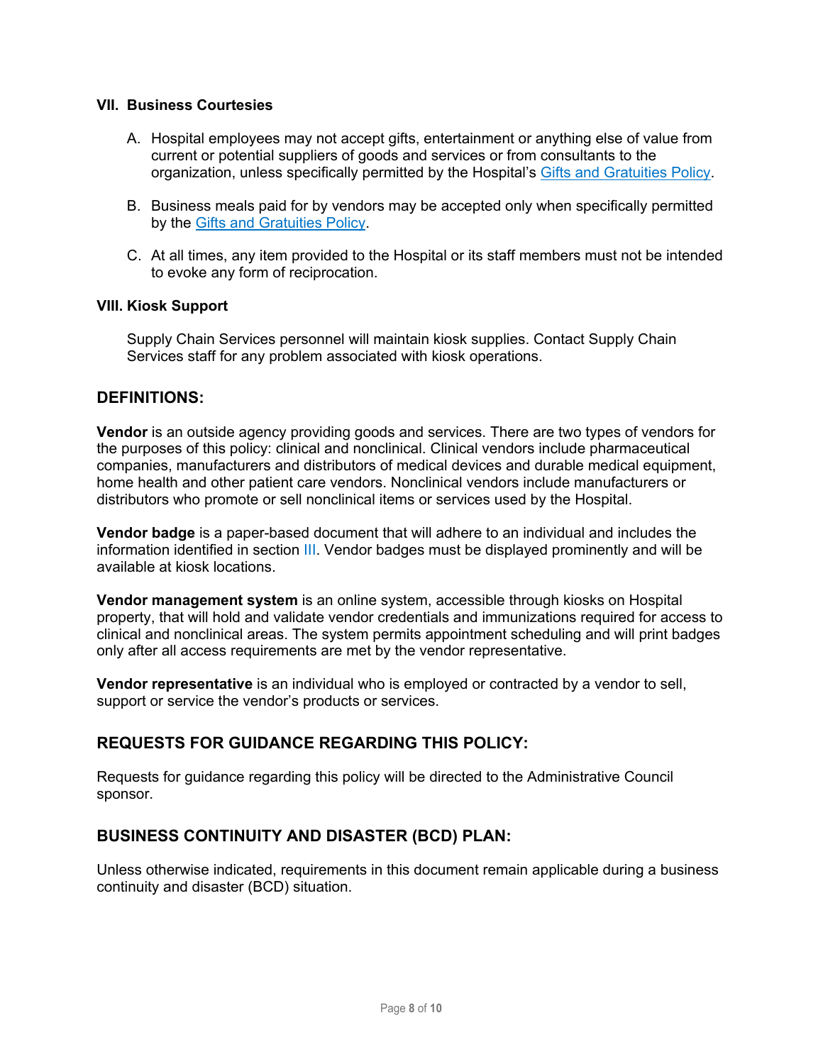### VII. Business Courtesies

A. Hospital employees may not accept gifts, entertainment or anything else of value from current or potential suppliers of goods and services or from consultants to the organization, unless specifically permitted by the Hospital's Gifts and Gratuities Policy.

B. Business meals paid for by vendors may be accepted only when specifically permitted by the Gifts and Gratuities Policy.

C. At all times, any item provided to the Hospital or its staff members must not be intended to evoke any form of reciprocation.

### VIII. Kiosk Support

Supply Chain Services personnel will maintain kiosk supplies. Contact Supply Chain Services staff for any problem associated with kiosk operations.

## DEFINITIONS:

**Vendor** is an outside agency providing goods and services. There are two types of vendors for the purposes of this policy: clinical and nonclinical. Clinical vendors include pharmaceutical companies, manufacturers and distributors of medical devices and durable medical equipment, home health and other patient care vendors. Nonclinical vendors include manufacturers or distributors who promote or sell nonclinical items or services used by the Hospital.

**Vendor badge** is a paper-based document that will adhere to an individual and includes the information identified in section III. Vendor badges must be displayed prominently and will be available at kiosk locations.

**Vendor management system** is an online system, accessible through kiosks on Hospital property, that will hold and validate vendor credentials and immunizations required for access to clinical and nonclinical areas. The system permits appointment scheduling and will print badges only after all access requirements are met by the vendor representative.

**Vendor representative** is an individual who is employed or contracted by a vendor to sell, support or service the vendor's products or services.

## REQUESTS FOR GUIDANCE REGARDING THIS POLICY:

Requests for guidance regarding this policy will be directed to the Administrative Council sponsor.

## BUSINESS CONTINUITY AND DISASTER (BCD) PLAN:

Unless otherwise indicated, requirements in this document remain applicable during a business continuity and disaster (BCD) situation.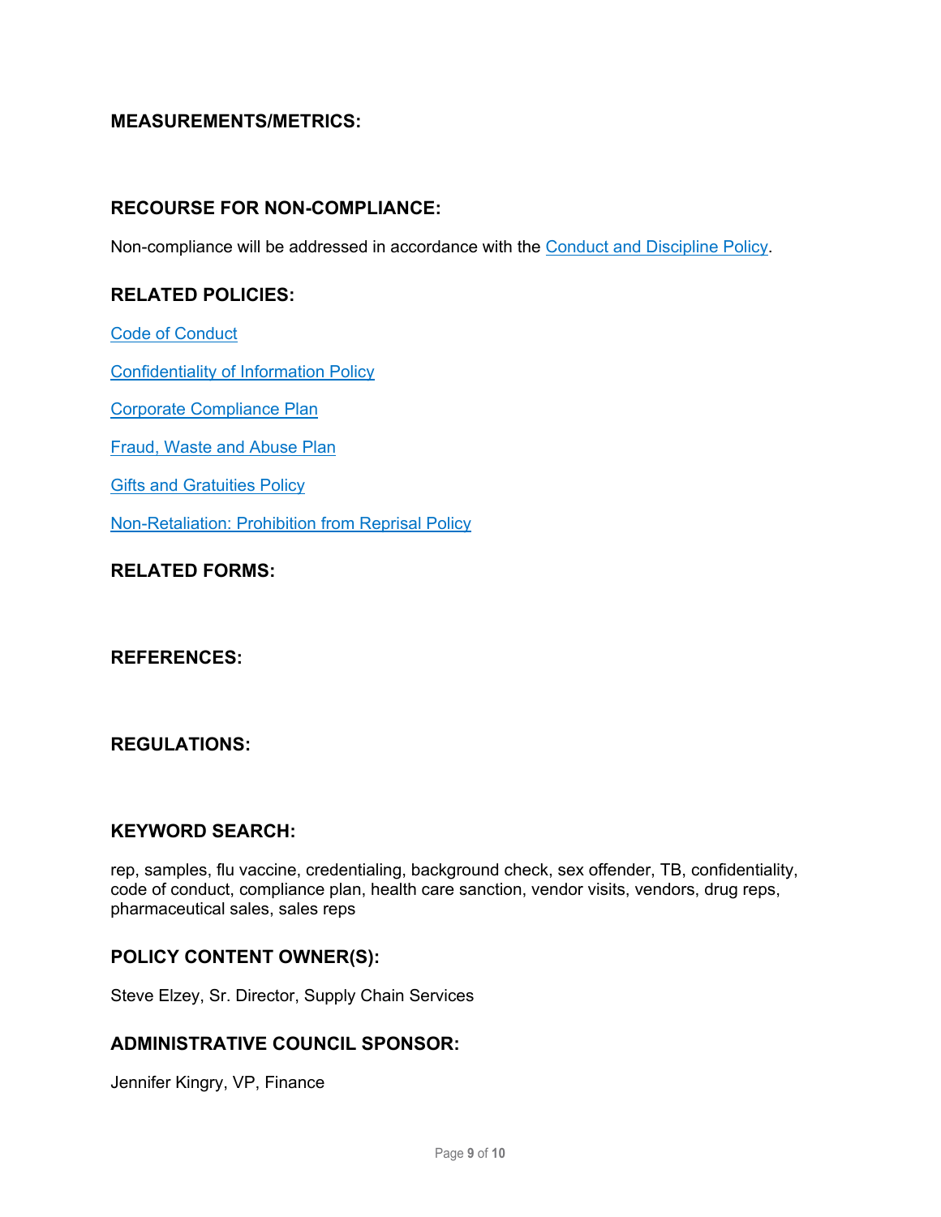## MEASUREMENTS/METRICS:

## RECOURSE FOR NON-COMPLIANCE:

Non-compliance will be addressed in accordance with the Conduct and Discipline Policy.

## RELATED POLICIES:

Code of Conduct

Confidentiality of Information Policy

Corporate Compliance Plan

Fraud, Waste and Abuse Plan

Gifts and Gratuities Policy

Non-Retaliation: Prohibition from Reprisal Policy

## RELATED FORMS:

## REFERENCES:

## REGULATIONS:

## KEYWORD SEARCH:

rep, samples, flu vaccine, credentialing, background check, sex offender, TB, confidentiality, code of conduct, compliance plan, health care sanction, vendor visits, vendors, drug reps, pharmaceutical sales, sales reps

## POLICY CONTENT OWNER(S):

Steve Elzey, Sr. Director, Supply Chain Services

## ADMINISTRATIVE COUNCIL SPONSOR:

Jennifer Kingry, VP, Finance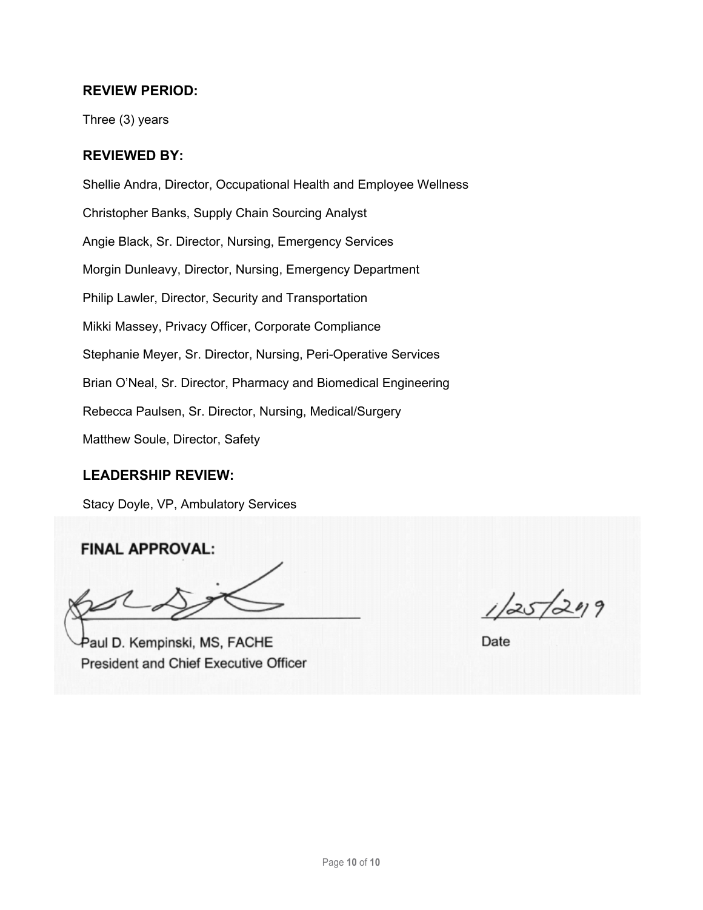## REVIEW PERIOD:

Three (3) years

## REVIEWED BY:

Shellie Andra, Director, Occupational Health and Employee Wellness

Christopher Banks, Supply Chain Sourcing Analyst

Angie Black, Sr. Director, Nursing, Emergency Services

Morgin Dunleavy, Director, Nursing, Emergency Department

Philip Lawler, Director, Security and Transportation

Mikki Massey, Privacy Officer, Corporate Compliance

Stephanie Meyer, Sr. Director, Nursing, Peri-Operative Services

Brian O'Neal, Sr. Director, Pharmacy and Biomedical Engineering

Rebecca Paulsen, Sr. Director, Nursing, Medical/Surgery

Matthew Soule, Director, Safety

## LEADERSHIP REVIEW:

Stacy Doyle, VP, Ambulatory Services

**FINAL APPROVAL:**

Paul D. Kempinski, MS, FACHE
President and Chief Executive Officer

1/25/2019
Date